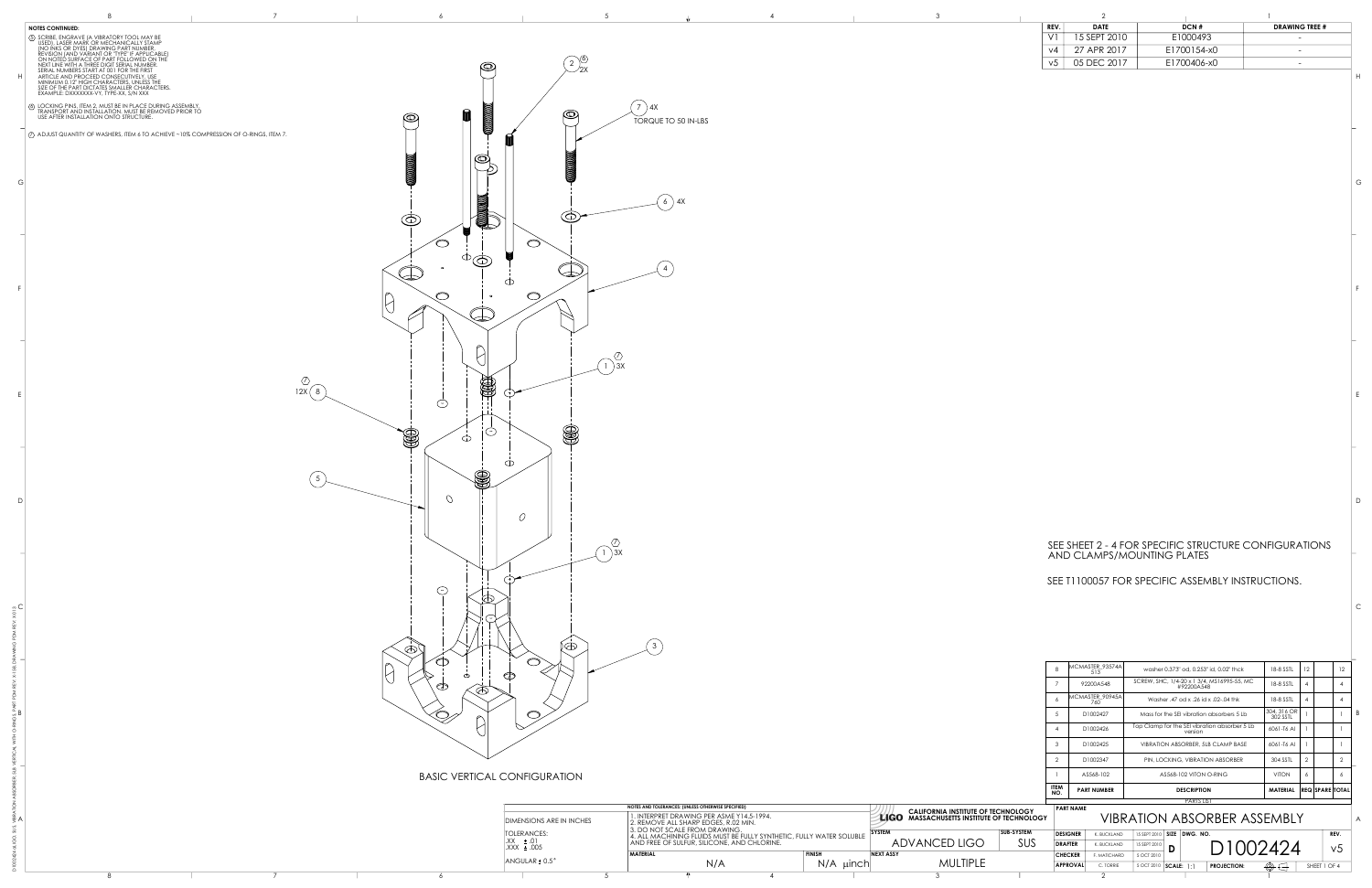**NOTES CONTINUED:**

5. SCRIBE, ENGRAVE (A VIBRATORY TOOL MAY BE USED), LASER MARK OR MECHANICALLY STAMP (NO INKS OR DYES) DRAWING PART NUMBER, REVISION (AND VARIANT OR "TYPE" IF APPLICABLE) ON NOTED SURFACE OF PART FOLLOWED ON THE NEXT LINE WITH A THREE DIGIT SERIAL NUMBER. SERIAL NUMBERS START AT 001 FOR THE FIRST ARTICLE AND PROCEED CONSECUTIVELY. USE MINIMUM 0.12" HIGH CHARACTERS, UNLESS THE SIZE OF THE PART DICTATES SMALLER CHARACTERS. EXAMPLE: DXXXXXXX-VY, TYPE-XX, S/N XXX

6. LOCKING PINS, ITEM 2, MUST BE IN PLACE DURING ASSEMBLY, TRANSPORT AND INSTALLATION. MUST BE REMOVED PRIOR TO USE AFTER INSTALLATION ONTO STRUCTURE.

7. ADJUST QUANTITY OF WASHERS, ITEM 6 TO ACHIEVE ~10% COMPRESSION OF O-RINGS, ITEM 7.

| REV. | DATE | DCN # | DRAWING TREE # |
|---|---|---|---|
| V1 | 15 SEPT 2010 | E1000493 | - |
| v4 | 27 APR 2017 | E1700154-x0 | - |
| v5 | 05 DEC 2017 | E1700406-x0 | - |

2 (6) 2X

7 4X TORQUE TO 50 IN-LBS

6 4X

4

1 (7) 3X

(7) 12X 8

5

1 (7) 3X

3

BASIC VERTICAL CONFIGURATION

SEE SHEET 2 - 4 FOR SPECIFIC STRUCTURE CONFIGURATIONS AND CLAMPS/MOUNTING PLATES

SEE T1100057 FOR SPECIFIC ASSEMBLY INSTRUCTIONS.

| ITEM NO. | PART NUMBER | DESCRIPTION | MATERIAL | REQ | SPARE | TOTAL |
|---|---|---|---|---|---|---|
| 8 | MCMASTER_93574A515 | washer 0.375" od, 0.253" id, 0.02" thck | 18-8 SSTL | 12 | | 12 |
| 7 | 92200A548 | SCREW, SHC, 1/4-20 x 1 3/4, MS16995-55, MC #92200A548 | 18-8 SSTL | 4 | | 4 |
| 6 | MCMASTER_90945A760 | Washer .47 od x .26 id x .02-.04 thk | 18-8 SSTL | 4 | | 4 |
| 5 | D1002427 | Mass for the SEI vibration absorbers 5 Lb | 304, 316 OR 302 SSTL | 1 | | 1 |
| 4 | D1002426 | Top Clamp for the SEI vibration absorber 5 Lb version | 6061-T6 Al | 1 | | 1 |
| 3 | D1002425 | VIBRATION ABSORBER, 5LB CLAMP BASE | 6061-T6 Al | 1 | | 1 |
| 2 | D1002347 | PIN, LOCKING, VIBRATION ABSORBER | 304 SSTL | 2 | | 2 |
| 1 | AS568-102 | AS568-102 VITON O-RING | VITON | 6 | | 6 |

PARTS LIST

DIMENSIONS ARE IN INCHES

TOLERANCES:
.XX ± .01
.XXX ± .005

ANGULAR ± 0.5°

NOTES AND TOLERANCES: (UNLESS OTHERWISE SPECIFIED)
1. INTERPRET DRAWING PER ASME Y14.5-1994.
2. REMOVE ALL SHARP EDGES, R.02 MIN.
3. DO NOT SCALE FROM DRAWING.
4. ALL MACHINING FLUIDS MUST BE FULLY SYNTHETIC, FULLY WATER SOLUBLE AND FREE OF SULFUR, SILICONE, AND CHLORINE.

MATERIAL: N/A | FINISH: N/A μinch

LIGO CALIFORNIA INSTITUTE OF TECHNOLOGY / MASSACHUSETTS INSTITUTE OF TECHNOLOGY

SYSTEM: ADVANCED LIGO | SUB-SYSTEM: SUS

NEXT ASSY: MULTIPLE

PART NAME: VIBRATION ABSORBER ASSEMBLY

| | | |
|---|---|---|
| DESIGNER | K. BUCKLAND | 15 SEPT 2010 |
| DRAFTER | K. BUCKLAND | 15 SEPT 2010 |
| CHECKER | F. MATICHARD | 5 OCT 2010 |
| APPROVAL | C. TORRIE | 5 OCT 2010 |

SIZE: D | DWG. NO.: D1002424 | REV.: v5

SCALE: 1:1 | PROJECTION: | SHEET 1 OF 4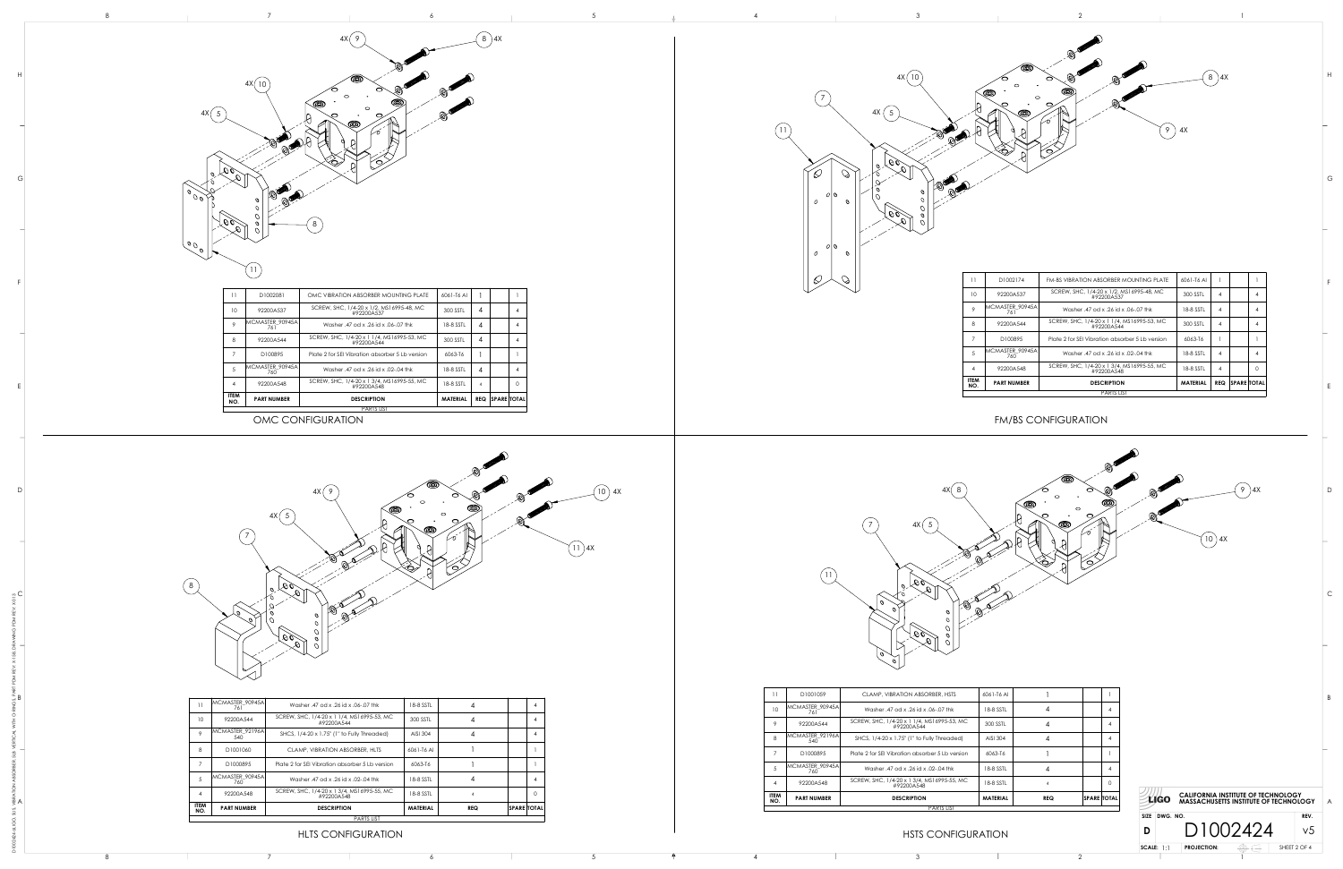## OMC CONFIGURATION

| ITEM NO. | PART NUMBER | DESCRIPTION | MATERIAL | REQ | SPARE | TOTAL |
|---|---|---|---|---|---|---|
| 11 | D1002081 | OMC VIBRATION ABSORBER MOUNTING PLATE | 6061-T6 Al | 1 | | 1 |
| 10 | 92200A537 | SCREW, SHC, 1/4-20 x 1/2, MS16995-48, MC #92200A537 | 300 SSTL | 4 | | 4 |
| 9 | MCMASTER_90945A761 | Washer .47 od x .26 id x .06-.07 thk | 18-8 SSTL | 4 | | 4 |
| 8 | 92200A544 | SCREW, SHC, 1/4-20 x 1 1/4, MS16995-53, MC #92200A544 | 300 SSTL | 4 | | 4 |
| 7 | D100895 | Plate 2 for SEI Vibration absorber 5 Lb version | 6063-T6 | 1 | | 1 |
| 5 | MCMASTER_90945A760 | Washer .47 od x .26 id x .02-.04 thk | 18-8 SSTL | 4 | | 4 |
| 4 | 92200A548 | SCREW, SHC, 1/4-20 x 1 3/4, MS16995-55, MC #92200A548 | 18-8 SSTL | 4 | | 0 |

PARTS LIST

## FM/BS CONFIGURATION

| ITEM NO. | PART NUMBER | DESCRIPTION | MATERIAL | REQ | SPARE | TOTAL |
|---|---|---|---|---|---|---|
| 11 | D1002174 | FM-BS VIBRATION ABSORBER MOUNTING PLATE | 6061-T6 Al | 1 | | 1 |
| 10 | 92200A537 | SCREW, SHC, 1/4-20 x 1/2, MS16995-48, MC #92200A537 | 300 SSTL | 4 | | 4 |
| 9 | MCMASTER_90945A761 | Washer .47 od x .26 id x .06-.07 thk | 18-8 SSTL | 4 | | 4 |
| 8 | 92200A544 | SCREW, SHC, 1/4-20 x 1 1/4, MS16995-53, MC #92200A544 | 300 SSTL | 4 | | 4 |
| 7 | D100895 | Plate 2 for SEI Vibration absorber 5 Lb version | 6063-T6 | 1 | | 1 |
| 5 | MCMASTER_90945A760 | Washer .47 od x .26 id x .02-.04 thk | 18-8 SSTL | 4 | | 4 |
| 4 | 92200A548 | SCREW, SHC, 1/4-20 x 1 3/4, MS16995-55, MC #92200A548 | 18-8 SSTL | 4 | | 0 |

PARTS LIST

## HLTS CONFIGURATION

| ITEM NO. | PART NUMBER | DESCRIPTION | MATERIAL | REQ | SPARE | TOTAL |
|---|---|---|---|---|---|---|
| 11 | MCMASTER_90945A761 | Washer .47 od x .26 id x .06-.07 thk | 18-8 SSTL | 4 | | 4 |
| 10 | 92200A544 | SCREW, SHC, 1/4-20 x 1 1/4, MS16995-53, MC #92200A544 | 300 SSTL | 4 | | 4 |
| 9 | MCMASTER_92196A540 | SHCS, 1/4-20 x 1.75" (1" to Fully Threaded) | AISI 304 | 4 | | 4 |
| 8 | D1001060 | CLAMP, VIBRATION ABSORBER, HLTS | 6061-T6 Al | 1 | | 1 |
| 7 | D1000895 | Plate 2 for SEI Vibration absorber 5 Lb version | 6063-T6 | 1 | | 1 |
| 5 | MCMASTER_90945A760 | Washer .47 od x .26 id x .02-.04 thk | 18-8 SSTL | 4 | | 4 |
| 4 | 92200A548 | SCREW, SHC, 1/4-20 x 1 3/4, MS16995-55, MC #92200A548 | 18-8 SSTL | 4 | | 0 |

PARTS LIST

## HSTS CONFIGURATION

| ITEM NO. | PART NUMBER | DESCRIPTION | MATERIAL | REQ | SPARE | TOTAL |
|---|---|---|---|---|---|---|
| 11 | D1001059 | CLAMP, VIBRATION ABSORBER, HSTS | 6061-T6 Al | 1 | | 1 |
| 10 | MCMASTER_90945A761 | Washer .47 od x .26 id x .06-.07 thk | 18-8 SSTL | 4 | | 4 |
| 9 | 92200A544 | SCREW, SHC, 1/4-20 x 1 1/4, MS16995-53, MC #92200A544 | 300 SSTL | 4 | | 4 |
| 8 | MCMASTER_92196A540 | SHCS, 1/4-20 x 1.75" (1" to Fully Threaded) | AISI 304 | 4 | | 4 |
| 7 | D1000895 | Plate 2 for SEI Vibration absorber 5 Lb version | 6063-T6 | 1 | | 1 |
| 5 | MCMASTER_90945A760 | Washer .47 od x .26 id x .02-.04 thk | 18-8 SSTL | 4 | | 4 |
| 4 | 92200A548 | SCREW, SHC, 1/4-20 x 1 3/4, MS16995-55, MC #92200A548 | 18-8 SSTL | 4 | | 0 |

PARTS LIST

LIGO — CALIFORNIA INSTITUTE OF TECHNOLOGY / MASSACHUSETTS INSTITUTE OF TECHNOLOGY

| SIZE | DWG. NO. | REV. |
|---|---|---|
| D | D1002424 | v5 |

SCALE: 1:1 | PROJECTION: | SHEET 2 OF 4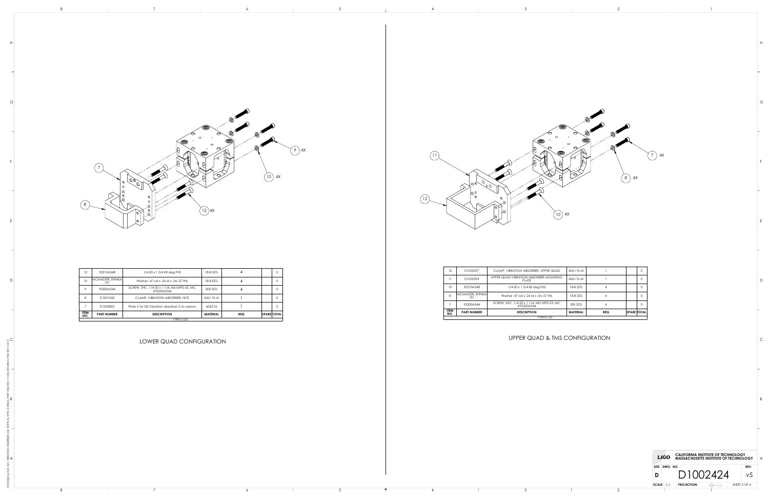| ITEM NO. | PART NUMBER | DESCRIPTION | MATERIAL | REQ | SPARE | TOTAL |
|---|---|---|---|---|---|---|
| 12 | 92210A548 | 1/4-20 x 1 3/4 82 deg FHS | 18-8 SSTL | 4 | | 0 |
| 10 | MCMASTER_90945A761 | Washer .47 od x .26 id x .06-.07 thk | 18-8 SSTL | 4 | | 0 |
| 9 | 92200A544 | SCREW, SHC, 1/4-20 x 1 1/4, MS16995-53, MC #92200A544 | 300 SSTL | 4 | | 0 |
| 8 | D1001060 | CLAMP, VIBRATION ABSORBER, HLTS | 6061-T6 Al | 1 | | 0 |
| 7 | D1000895 | Plate 2 for SEI Vibration absorber 5 Lb version | 6063-T6 | 1 | | 0 |

PARTS LIST

LOWER QUAD CONFIGURATION

| ITEM NO. | PART NUMBER | DESCRIPTION | MATERIAL | REQ | SPARE | TOTAL |
|---|---|---|---|---|---|---|
| 12 | D1002597 | CLAMP, VIBRATION ABSORBER, UPPER QUAD | 6061-T6 Al | 1 | | 0 |
| 11 | D1002594 | UPPER QUAD VIBRATION ABSORBER MOUNTING PLATE | 6061-T6 Al | 1 | | 0 |
| 10 | 92210A548 | 1/4-20 x 1 3/4 82 deg FHS | 18-8 SSTL | 4 | | 0 |
| 8 | MCMASTER_90945A761 | Washer .47 od x .26 id x .06-.07 thk | 18-8 SSTL | 4 | | 0 |
| 7 | 92200A544 | SCREW, SHC, 1/4-20 x 1 1/4, MS16995-53, MC #92200A544 | 300 SSTL | 4 | | 0 |

PARTS LIST

UPPER QUAD & TMS CONFIGURATION

LIGO — CALIFORNIA INSTITUTE OF TECHNOLOGY, MASSACHUSETTS INSTITUTE OF TECHNOLOGY

SIZE: D | DWG. NO.: D1002424 | REV.: v5

SCALE: 1:1 | PROJECTION: | SHEET 3 OF 4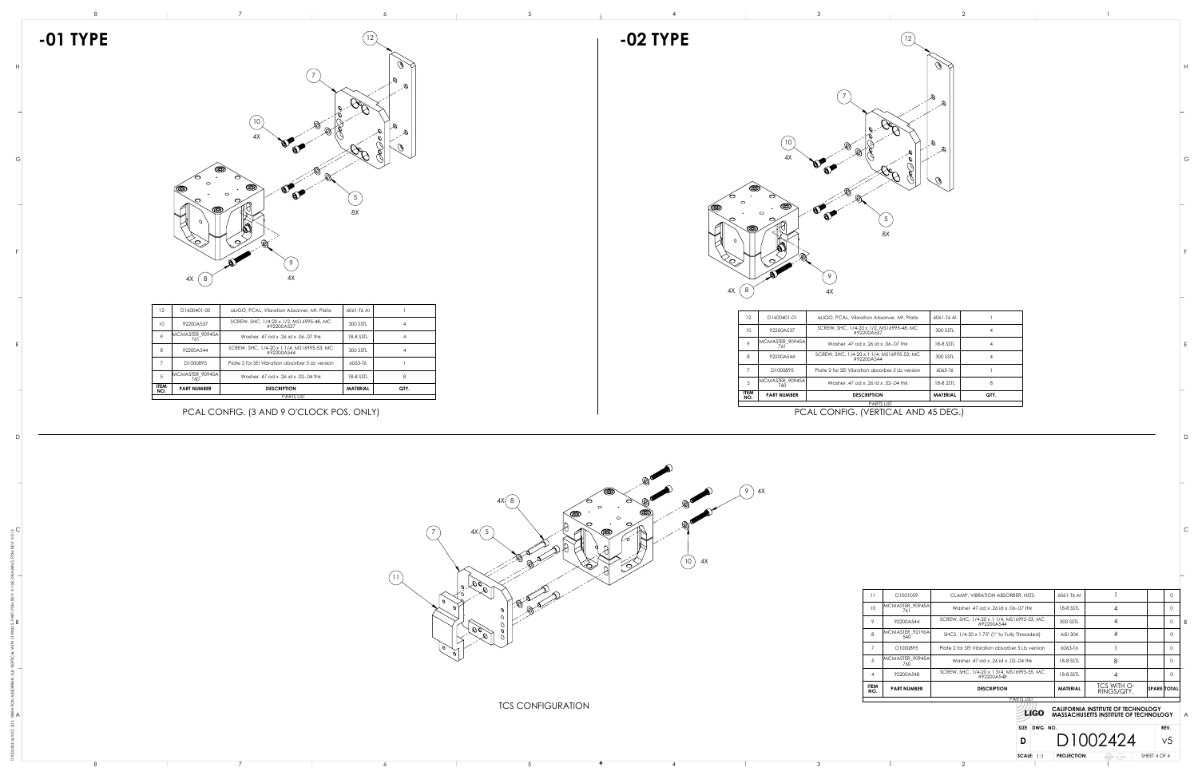# -01 TYPE

| ITEM NO. | PART NUMBER | DESCRIPTION | MATERIAL | QTY. |
|---|---|---|---|---|
| 12 | D1600401-00 | aLIGO, PCAL, Vibration Absorver, Mt. Plate | 6061-T6 Al | 1 |
| 10 | 92200A537 | SCREW, SHC, 1/4-20 x 1/2, MS16995-48, MC #92200A537 | 300 SSTL | 4 |
| 9 | MCMASTER_90945A761 | Washer .47 od x .26 id x .06-.07 thk | 18-8 SSTL | 4 |
| 8 | 92200A544 | SCREW, SHC, 1/4-20 x 1 1/4, MS16995-53, MC #92200A544 | 300 SSTL | 4 |
| 7 | D1000895 | Plate 2 for SEI Vibration absorber 5 Lb version | 6063-T6 | 1 |
| 5 | MCMASTER_90945A760 | Washer .47 od x .26 id x .02-.04 thk | 18-8 SSTL | 8 |

PARTS LIST

PCAL CONFIG. (3 AND 9 O'CLOCK POS. ONLY)

# -02 TYPE

| ITEM NO. | PART NUMBER | DESCRIPTION | MATERIAL | QTY. |
|---|---|---|---|---|
| 12 | D1600401-01 | aLIGO, PCAL, Vibration Absorver, Mt. Plate | 6061-T6 Al | 1 |
| 10 | 92200A537 | SCREW, SHC, 1/4-20 x 1/2, MS16995-48, MC #92200A537 | 300 SSTL | 4 |
| 9 | MCMASTER_90945A761 | Washer .47 od x .26 id x .06-.07 thk | 18-8 SSTL | 4 |
| 8 | 92200A544 | SCREW, SHC, 1/4-20 x 1 1/4, MS16995-53, MC #92200A544 | 300 SSTL | 4 |
| 7 | D1000895 | Plate 2 for SEI Vibration absorber 5 Lb version | 6063-T6 | 1 |
| 5 | MCMASTER_90945A760 | Washer .47 od x .26 id x .02-.04 thk | 18-8 SSTL | 8 |

PARTS LIST

PCAL CONFIG. (VERTICAL AND 45 DEG.)

TCS CONFIGURATION

| ITEM NO. | PART NUMBER | DESCRIPTION | MATERIAL | TCS WITH O-RINGS/QTY. | SPARE | TOTAL |
|---|---|---|---|---|---|---|
| 11 | D1001059 | CLAMP, VIBRATION ABSORBER, HSTS | 6061-T6 Al | 1 | | 0 |
| 10 | MCMASTER_90945A761 | Washer .47 od x .26 id x .06-.07 thk | 18-8 SSTL | 4 | | 0 |
| 9 | 92200A544 | SCREW, SHC, 1/4-20 x 1 1/4, MS16995-53, MC #92200A544 | 300 SSTL | 4 | | 0 |
| 8 | MCMASTER_92196A540 | SHCS, 1/4-20 x 1.75" (1" to Fully Threaded) | AISI 304 | 4 | | 0 |
| 7 | D1000895 | Plate 2 for SEI Vibration absorber 5 Lb version | 6063-T6 | 1 | | 0 |
| 5 | MCMASTER_90945A760 | Washer .47 od x .26 id x .02-.04 thk | 18-8 SSTL | 8 | | 0 |
| 4 | 92200A548 | SCREW, SHC, 1/4-20 x 1 3/4, MS16995-55, MC #92200A548 | 18-8 SSTL | 4 | | 0 |

PARTS LIST

LIGO — CALIFORNIA INSTITUTE OF TECHNOLOGY / MASSACHUSETTS INSTITUTE OF TECHNOLOGY

SIZE: D — DWG. NO.: D1002424 — REV.: v5

SCALE: 1:1 — PROJECTION: — SHEET 4 OF 4